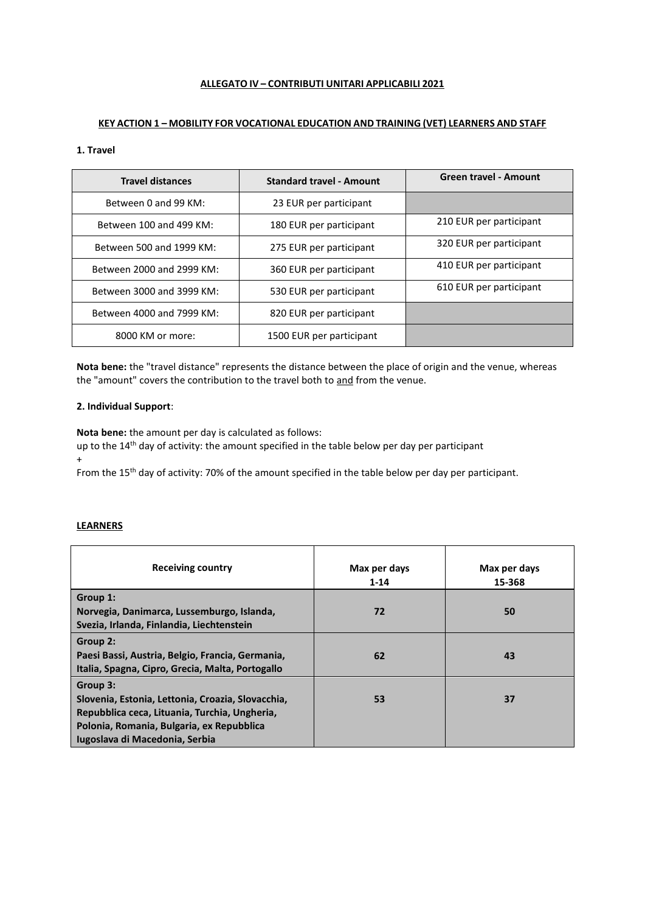**ALLEGATO IV – CONTRIBUTI UNITARI APPLICABILI 2021**

**KEY ACTION 1 – MOBILITY FOR VOCATIONAL EDUCATION AND TRAINING (VET) LEARNERS AND STAFF**

**1. Travel**

| Travel distances | Standard travel - Amount | Green travel - Amount |
|---|---|---|
| Between 0 and 99 KM: | 23 EUR per participant | |
| Between 100 and 499 KM: | 180 EUR per participant | 210 EUR per participant |
| Between 500 and 1999 KM: | 275 EUR per participant | 320 EUR per participant |
| Between 2000 and 2999 KM: | 360 EUR per participant | 410 EUR per participant |
| Between 3000 and 3999 KM: | 530 EUR per participant | 610 EUR per participant |
| Between 4000 and 7999 KM: | 820 EUR per participant | |
| 8000 KM or more: | 1500 EUR per participant | |

**Nota bene:** the "travel distance" represents the distance between the place of origin and the venue, whereas the "amount" covers the contribution to the travel both to and from the venue.

**2. Individual Support**:

**Nota bene:** the amount per day is calculated as follows:
up to the 14th day of activity: the amount specified in the table below per day per participant
+
From the 15th day of activity: 70% of the amount specified in the table below per day per participant.

**LEARNERS**

| Receiving country | Max per days 1-14 | Max per days 15-368 |
|---|---|---|
| **Group 1:** **Norvegia, Danimarca, Lussemburgo, Islanda, Svezia, Irlanda, Finlandia, Liechtenstein** | **72** | **50** |
| **Group 2:** **Paesi Bassi, Austria, Belgio, Francia, Germania, Italia, Spagna, Cipro, Grecia, Malta, Portogallo** | **62** | **43** |
| **Group 3:** **Slovenia, Estonia, Lettonia, Croazia, Slovacchia, Repubblica ceca, Lituania, Turchia, Ungheria, Polonia, Romania, Bulgaria, ex Repubblica Iugoslava di Macedonia, Serbia** | **53** | **37** |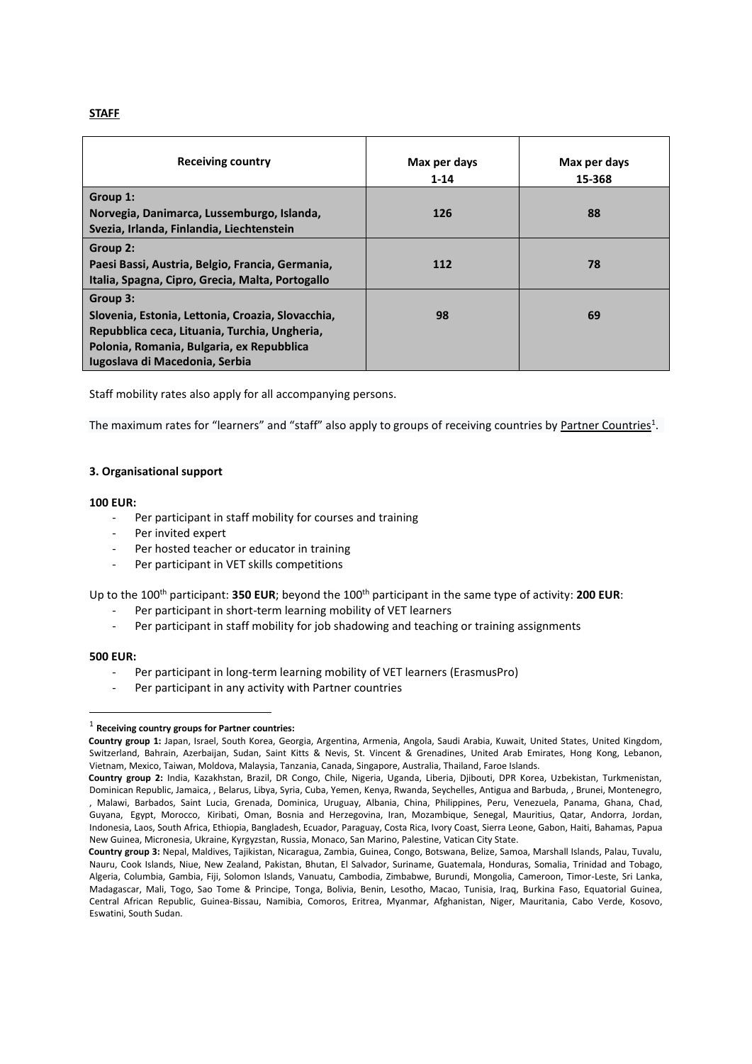**STAFF**

| Receiving country | Max per days 1-14 | Max per days 15-368 |
| --- | --- | --- |
| **Group 1: Norvegia, Danimarca, Lussemburgo, Islanda, Svezia, Irlanda, Finlandia, Liechtenstein** | **126** | **88** |
| **Group 2: Paesi Bassi, Austria, Belgio, Francia, Germania, Italia, Spagna, Cipro, Grecia, Malta, Portogallo** | **112** | **78** |
| **Group 3: Slovenia, Estonia, Lettonia, Croazia, Slovacchia, Repubblica ceca, Lituania, Turchia, Ungheria, Polonia, Romania, Bulgaria, ex Repubblica Iugoslava di Macedonia, Serbia** | **98** | **69** |

Staff mobility rates also apply for all accompanying persons.

The maximum rates for "learners" and "staff" also apply to groups of receiving countries by Partner Countries[1].

**3. Organisational support**

**100 EUR:**

- Per participant in staff mobility for courses and training
- Per invited expert
- Per hosted teacher or educator in training
- Per participant in VET skills competitions

Up to the 100th participant: **350 EUR**; beyond the 100th participant in the same type of activity: **200 EUR**:

- Per participant in short-term learning mobility of VET learners
- Per participant in staff mobility for job shadowing and teaching or training assignments

**500 EUR:**

- Per participant in long-term learning mobility of VET learners (ErasmusPro)
- Per participant in any activity with Partner countries

[1] **Receiving country groups for Partner countries:**

**Country group 1:** Japan, Israel, South Korea, Georgia, Argentina, Armenia, Angola, Saudi Arabia, Kuwait, United States, United Kingdom, Switzerland, Bahrain, Azerbaijan, Sudan, Saint Kitts & Nevis, St. Vincent & Grenadines, United Arab Emirates, Hong Kong, Lebanon, Vietnam, Mexico, Taiwan, Moldova, Malaysia, Tanzania, Canada, Singapore, Australia, Thailand, Faroe Islands.

**Country group 2:** India, Kazakhstan, Brazil, DR Congo, Chile, Nigeria, Uganda, Liberia, Djibouti, DPR Korea, Uzbekistan, Turkmenistan, Dominican Republic, Jamaica, , Belarus, Libya, Syria, Cuba, Yemen, Kenya, Rwanda, Seychelles, Antigua and Barbuda, , Brunei, Montenegro, , Malawi, Barbados, Saint Lucia, Grenada, Dominica, Uruguay, Albania, China, Philippines, Peru, Venezuela, Panama, Ghana, Chad, Guyana, Egypt, Morocco, Kiribati, Oman, Bosnia and Herzegovina, Iran, Mozambique, Senegal, Mauritius, Qatar, Andorra, Jordan, Indonesia, Laos, South Africa, Ethiopia, Bangladesh, Ecuador, Paraguay, Costa Rica, Ivory Coast, Sierra Leone, Gabon, Haiti, Bahamas, Papua New Guinea, Micronesia, Ukraine, Kyrgyzstan, Russia, Monaco, San Marino, Palestine, Vatican City State.

**Country group 3:** Nepal, Maldives, Tajikistan, Nicaragua, Zambia, Guinea, Congo, Botswana, Belize, Samoa, Marshall Islands, Palau, Tuvalu, Nauru, Cook Islands, Niue, New Zealand, Pakistan, Bhutan, El Salvador, Suriname, Guatemala, Honduras, Somalia, Trinidad and Tobago, Algeria, Columbia, Gambia, Fiji, Solomon Islands, Vanuatu, Cambodia, Zimbabwe, Burundi, Mongolia, Cameroon, Timor-Leste, Sri Lanka, Madagascar, Mali, Togo, Sao Tome & Principe, Tonga, Bolivia, Benin, Lesotho, Macao, Tunisia, Iraq, Burkina Faso, Equatorial Guinea, Central African Republic, Guinea-Bissau, Namibia, Comoros, Eritrea, Myanmar, Afghanistan, Niger, Mauritania, Cabo Verde, Kosovo, Eswatini, South Sudan.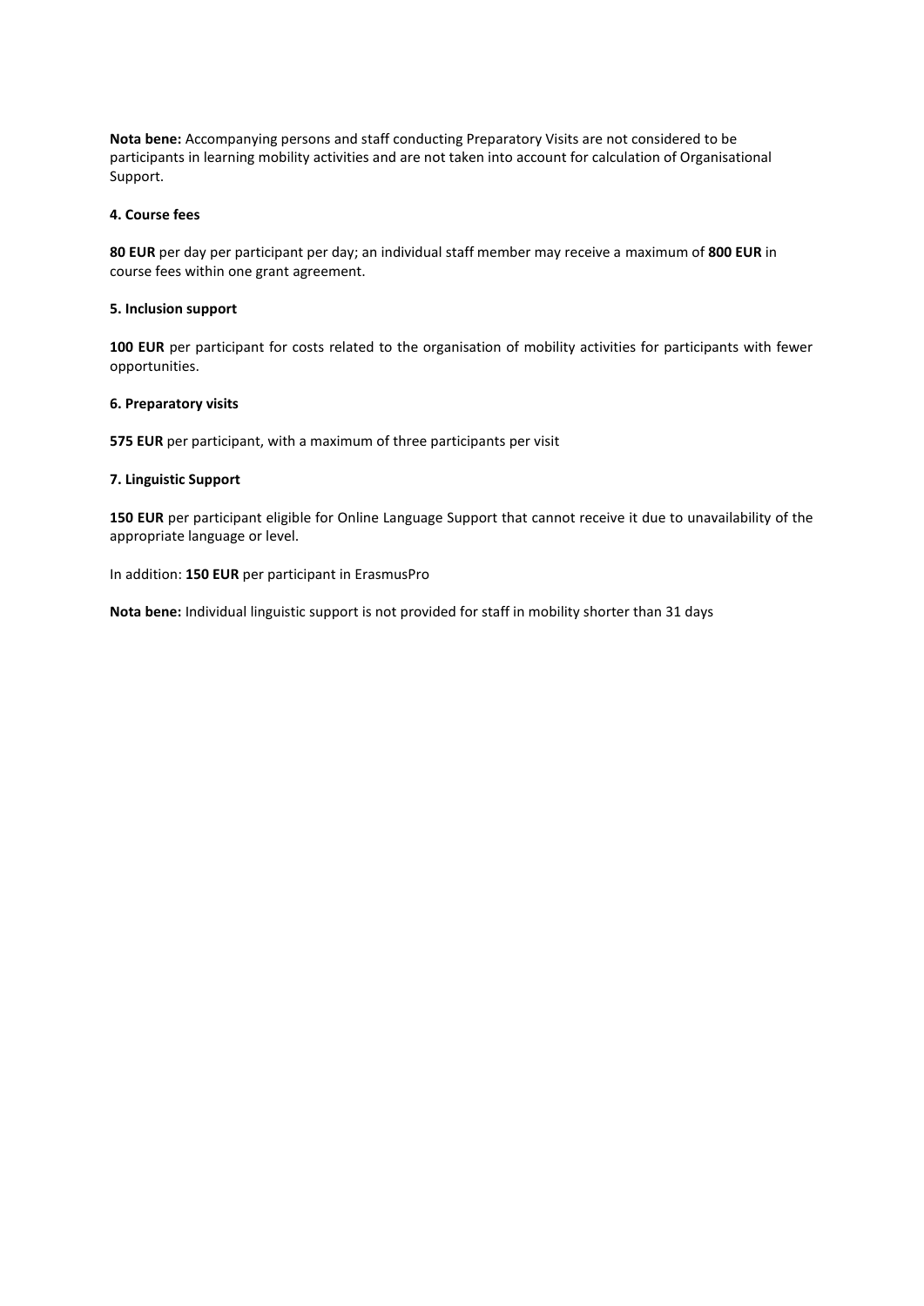**Nota bene:** Accompanying persons and staff conducting Preparatory Visits are not considered to be participants in learning mobility activities and are not taken into account for calculation of Organisational Support.

**4. Course fees**

**80 EUR** per day per participant per day; an individual staff member may receive a maximum of **800 EUR** in course fees within one grant agreement.

**5. Inclusion support**

**100 EUR** per participant for costs related to the organisation of mobility activities for participants with fewer opportunities.

**6. Preparatory visits**

**575 EUR** per participant, with a maximum of three participants per visit

**7. Linguistic Support**

**150 EUR** per participant eligible for Online Language Support that cannot receive it due to unavailability of the appropriate language or level.

In addition: **150 EUR** per participant in ErasmusPro

**Nota bene:** Individual linguistic support is not provided for staff in mobility shorter than 31 days